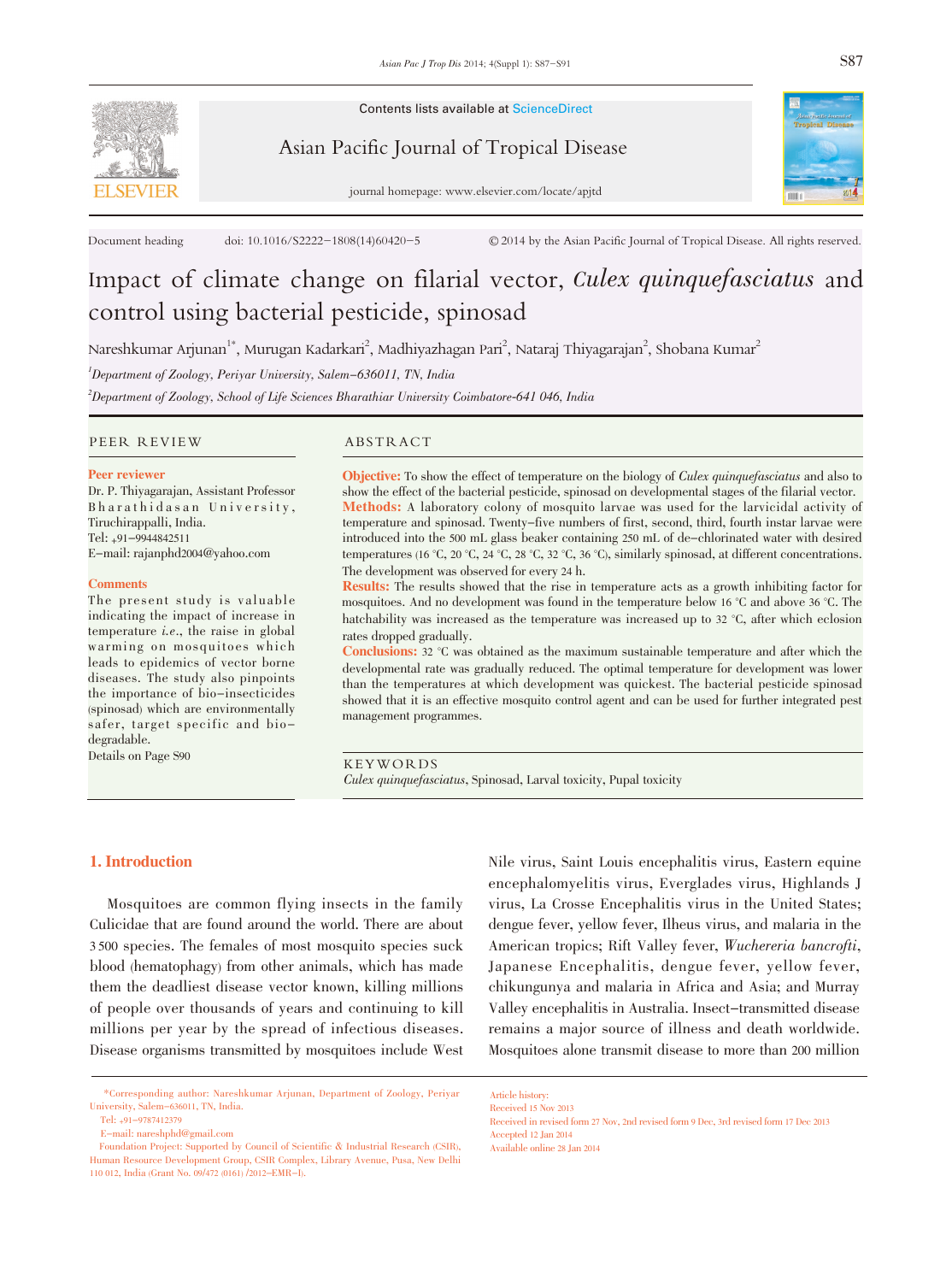Document heading doi: 10.1016/S2222-1808(14)60420-5 © 2014 by the Asian Pacific Journal of Tropical Disease. All rights reserved.

# Impact of climate change on filarial vector, *Culex quinquefasciatus* and control using bacterial pesticide, spinosad

Nareshkumar Arjunan[1*], Murugan Kadarkari[2], Madhiyazhagan Pari[2], Nataraj Thiyagarajan[2], Shobana Kumar[2]

[1]*Department of Zoology, Periyar University, Salem-636011, TN, India*

[2]*Department of Zoology, School of Life Sciences Bharathiar University Coimbatore-641 046, India*

## PEER REVIEW

**Peer reviewer**

Dr. P. Thiyagarajan, Assistant Professor Bharathidasan University, Tiruchirappalli, India.
Tel: +91-9944842511
E-mail: rajanphd2004@yahoo.com

**Comments**

The present study is valuable indicating the impact of increase in temperature *i.e.*, the raise in global warming on mosquitoes which leads to epidemics of vector borne diseases. The study also pinpoints the importance of bio-insecticides (spinosad) which are environmentally safer, target specific and bio-degradable.
Details on Page S90

## ABSTRACT

**Objective:** To show the effect of temperature on the biology of *Culex quinquefasciatus* and also to show the effect of the bacterial pesticide, spinosad on developmental stages of the filarial vector.

**Methods:** A laboratory colony of mosquito larvae was used for the larvicidal activity of temperature and spinosad. Twenty-five numbers of first, second, third, fourth instar larvae were introduced into the 500 mL glass beaker containing 250 mL of de-chlorinated water with desired temperatures (16 °C, 20 °C, 24 °C, 28 °C, 32 °C, 36 °C), similarly spinosad, at different concentrations. The development was observed for every 24 h.

**Results:** The results showed that the rise in temperature acts as a growth inhibiting factor for mosquitoes. And no development was found in the temperature below 16 °C and above 36 °C. The hatchability was increased as the temperature was increased up to 32 °C, after which eclosion rates dropped gradually.

**Conclusions:** 32 °C was obtained as the maximum sustainable temperature and after which the developmental rate was gradually reduced. The optimal temperature for development was lower than the temperatures at which development was quickest. The bacterial pesticide spinosad showed that it is an effective mosquito control agent and can be used for further integrated pest management programmes.

## KEYWORDS

*Culex quinquefasciatus*, Spinosad, Larval toxicity, Pupal toxicity

## 1. Introduction

Mosquitoes are common flying insects in the family Culicidae that are found around the world. There are about 3 500 species. The females of most mosquito species suck blood (hematophagy) from other animals, which has made them the deadliest disease vector known, killing millions of people over thousands of years and continuing to kill millions per year by the spread of infectious diseases. Disease organisms transmitted by mosquitoes include West Nile virus, Saint Louis encephalitis virus, Eastern equine encephalomyelitis virus, Everglades virus, Highlands J virus, La Crosse Encephalitis virus in the United States; dengue fever, yellow fever, Ilheus virus, and malaria in the American tropics; Rift Valley fever, *Wuchereria bancrofti*, Japanese Encephalitis, dengue fever, yellow fever, chikungunya and malaria in Africa and Asia; and Murray Valley encephalitis in Australia. Insect-transmitted disease remains a major source of illness and death worldwide. Mosquitoes alone transmit disease to more than 200 million

---

\*Corresponding author: Nareshkumar Arjunan, Department of Zoology, Periyar University, Salem-636011, TN, India.
Tel: +91-9787412379
E-mail: nareshphd@gmail.com

Foundation Project: Supported by Council of Scientific & Industrial Research (CSIR), Human Resource Development Group, CSIR Complex, Library Avenue, Pusa, New Delhi 110 012, India (Grant No. 09/472 (0161) /2012-EMR-I).

Article history:
Received 15 Nov 2013
Received in revised form 27 Nov, 2nd revised form 9 Dec, 3rd revised form 17 Dec 2013
Accepted 12 Jan 2014
Available online 28 Jan 2014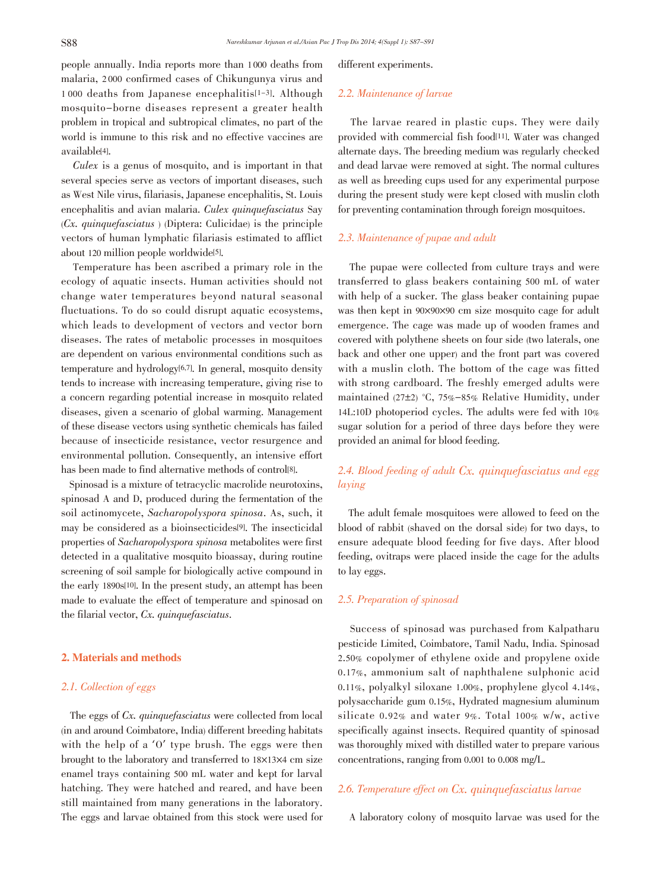people annually. India reports more than 1 000 deaths from malaria, 2 000 confirmed cases of Chikungunya virus and 1 000 deaths from Japanese encephalitis[1-3]. Although mosquito-borne diseases represent a greater health problem in tropical and subtropical climates, no part of the world is immune to this risk and no effective vaccines are available[4].

*Culex* is a genus of mosquito, and is important in that several species serve as vectors of important diseases, such as West Nile virus, filariasis, Japanese encephalitis, St. Louis encephalitis and avian malaria. *Culex quinquefasciatus* Say (*Cx. quinquefasciatus* ) (Diptera: Culicidae) is the principle vectors of human lymphatic filariasis estimated to afflict about 120 million people worldwide[5].

Temperature has been ascribed a primary role in the ecology of aquatic insects. Human activities should not change water temperatures beyond natural seasonal fluctuations. To do so could disrupt aquatic ecosystems, which leads to development of vectors and vector born diseases. The rates of metabolic processes in mosquitoes are dependent on various environmental conditions such as temperature and hydrology[6,7]. In general, mosquito density tends to increase with increasing temperature, giving rise to a concern regarding potential increase in mosquito related diseases, given a scenario of global warming. Management of these disease vectors using synthetic chemicals has failed because of insecticide resistance, vector resurgence and environmental pollution. Consequently, an intensive effort has been made to find alternative methods of control[8].

Spinosad is a mixture of tetracyclic macrolide neurotoxins, spinosad A and D, produced during the fermentation of the soil actinomycete, *Sacharopolyspora spinosa*. As, such, it may be considered as a bioinsecticides[9]. The insecticidal properties of *Sacharopolyspora spinosa* metabolites were first detected in a qualitative mosquito bioassay, during routine screening of soil sample for biologically active compound in the early 1890s[10]. In the present study, an attempt has been made to evaluate the effect of temperature and spinosad on the filarial vector, *Cx. quinquefasciatus*.

## 2. Materials and methods

### 2.1. Collection of eggs

The eggs of *Cx. quinquefasciatus* were collected from local (in and around Coimbatore, India) different breeding habitats with the help of a 'O' type brush. The eggs were then brought to the laboratory and transferred to 18×13×4 cm size enamel trays containing 500 mL water and kept for larval hatching. They were hatched and reared, and have been still maintained from many generations in the laboratory. The eggs and larvae obtained from this stock were used for different experiments.

### 2.2. Maintenance of larvae

The larvae reared in plastic cups. They were daily provided with commercial fish food[11]. Water was changed alternate days. The breeding medium was regularly checked and dead larvae were removed at sight. The normal cultures as well as breeding cups used for any experimental purpose during the present study were kept closed with muslin cloth for preventing contamination through foreign mosquitoes.

### 2.3. Maintenance of pupae and adult

The pupae were collected from culture trays and were transferred to glass beakers containing 500 mL of water with help of a sucker. The glass beaker containing pupae was then kept in 90×90×90 cm size mosquito cage for adult emergence. The cage was made up of wooden frames and covered with polythene sheets on four side (two laterals, one back and other one upper) and the front part was covered with a muslin cloth. The bottom of the cage was fitted with strong cardboard. The freshly emerged adults were maintained (27±2) °C, 75%-85% Relative Humidity, under 14L:10D photoperiod cycles. The adults were fed with 10% sugar solution for a period of three days before they were provided an animal for blood feeding.

### 2.4. Blood feeding of adult *Cx. quinquefasciatus* and egg laying

The adult female mosquitoes were allowed to feed on the blood of rabbit (shaved on the dorsal side) for two days, to ensure adequate blood feeding for five days. After blood feeding, ovitraps were placed inside the cage for the adults to lay eggs.

### 2.5. Preparation of spinosad

Success of spinosad was purchased from Kalpatharu pesticide Limited, Coimbatore, Tamil Nadu, India. Spinosad 2.50% copolymer of ethylene oxide and propylene oxide 0.17%, ammonium salt of naphthalene sulphonic acid 0.11%, polyalkyl siloxane 1.00%, prophylene glycol 4.14%, polysaccharide gum 0.15%, Hydrated magnesium aluminum silicate 0.92% and water 9%. Total 100% w/w, active specifically against insects. Required quantity of spinosad was thoroughly mixed with distilled water to prepare various concentrations, ranging from 0.001 to 0.008 mg/L.

### 2.6. Temperature effect on *Cx. quinquefasciatus* larvae

A laboratory colony of mosquito larvae was used for the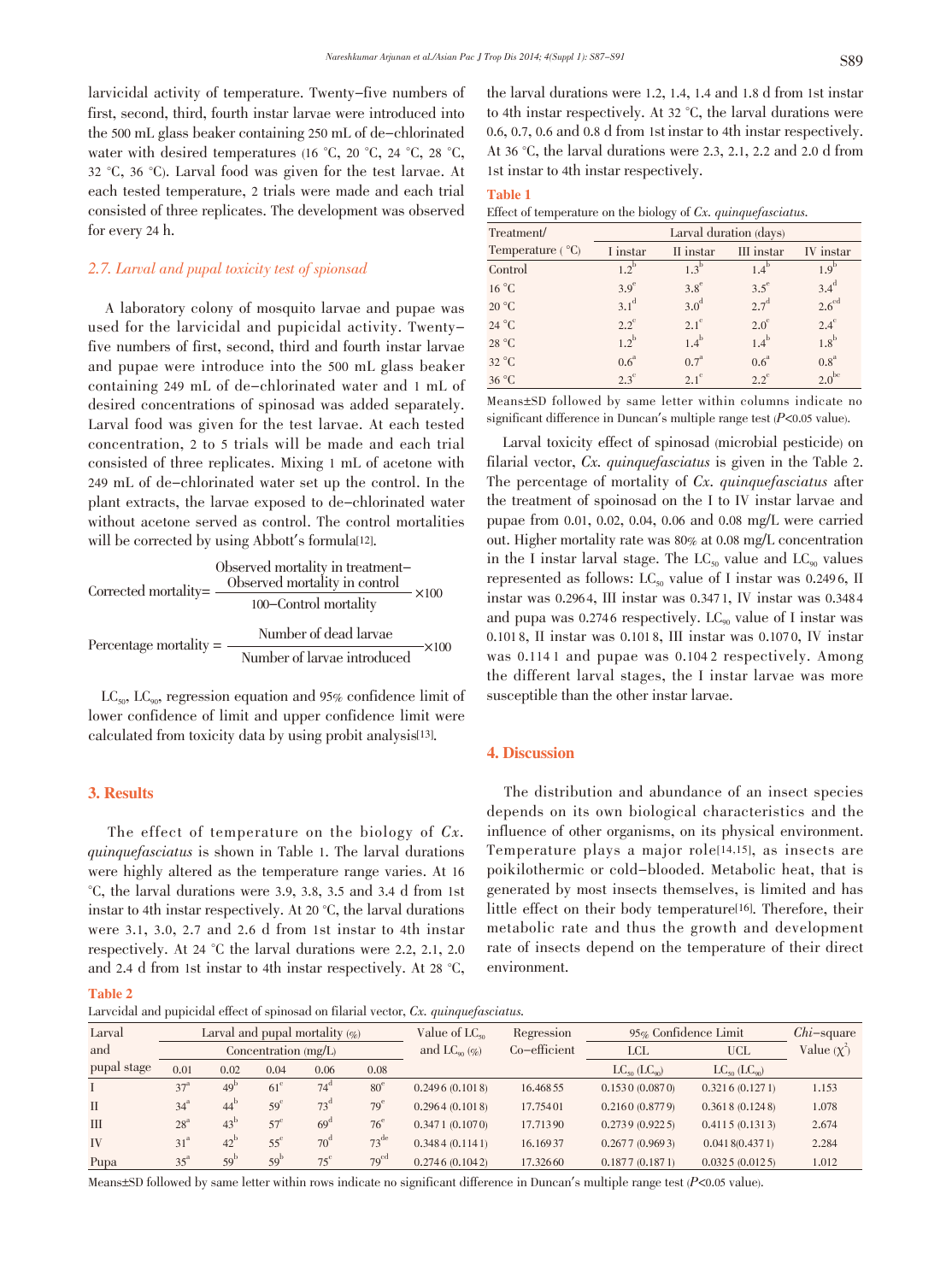larvicidal activity of temperature. Twenty-five numbers of first, second, third, fourth instar larvae were introduced into the 500 mL glass beaker containing 250 mL of de-chlorinated water with desired temperatures (16 °C, 20 °C, 24 °C, 28 °C, 32 °C, 36 °C). Larval food was given for the test larvae. At each tested temperature, 2 trials were made and each trial consisted of three replicates. The development was observed for every 24 h.

### 2.7. Larval and pupal toxicity test of spionsad

A laboratory colony of mosquito larvae and pupae was used for the larvicidal and pupicidal activity. Twenty-five numbers of first, second, third and fourth instar larvae and pupae were introduce into the 500 mL glass beaker containing 249 mL of de-chlorinated water and 1 mL of desired concentrations of spinosad was added separately. Larval food was given for the test larvae. At each tested concentration, 2 to 5 trials will be made and each trial consisted of three replicates. Mixing 1 mL of acetone with 249 mL of de-chlorinated water set up the control. In the plant extracts, the larvae exposed to de-chlorinated water without acetone served as control. The control mortalities will be corrected by using Abbott's formula[12].

$$\text{Corrected mortality} = \frac{\text{Observed mortality in treatment} - \text{Observed mortality in control}}{100 - \text{Control mortality}} \times 100$$

$$\text{Percentage mortality} = \frac{\text{Number of dead larvae}}{\text{Number of larvae introduced}} \times 100$$

$LC_{50}$, $LC_{90}$, regression equation and 95% confidence limit of lower confidence of limit and upper confidence limit were calculated from toxicity data by using probit analysis[13].

## 3. Results

The effect of temperature on the biology of *Cx. quinquefasciatus* is shown in Table 1. The larval durations were highly altered as the temperature range varies. At 16 °C, the larval durations were 3.9, 3.8, 3.5 and 3.4 d from 1st instar to 4th instar respectively. At 20 °C, the larval durations were 3.1, 3.0, 2.7 and 2.6 d from 1st instar to 4th instar respectively. At 24 °C the larval durations were 2.2, 2.1, 2.0 and 2.4 d from 1st instar to 4th instar respectively. At 28 °C, the larval durations were 1.2, 1.4, 1.4 and 1.8 d from 1st instar to 4th instar respectively. At 32 °C, the larval durations were 0.6, 0.7, 0.6 and 0.8 d from 1st instar to 4th instar respectively. At 36 °C, the larval durations were 2.3, 2.1, 2.2 and 2.0 d from 1st instar to 4th instar respectively.

**Table 1**

Effect of temperature on the biology of *Cx. quinquefasciatus*.

| Treatment/ Temperature (°C) | Larval duration (days) | | | |
|---|---|---|---|---|
| | I instar | II instar | III instar | IV instar |
| Control | $1.2^{b}$ | $1.3^{b}$ | $1.4^{b}$ | $1.9^{b}$ |
| 16 °C | $3.9^{e}$ | $3.8^{e}$ | $3.5^{e}$ | $3.4^{d}$ |
| 20 °C | $3.1^{d}$ | $3.0^{d}$ | $2.7^{d}$ | $2.6^{cd}$ |
| 24 °C | $2.2^{c}$ | $2.1^{c}$ | $2.0^{c}$ | $2.4^{c}$ |
| 28 °C | $1.2^{b}$ | $1.4^{b}$ | $1.4^{b}$ | $1.8^{b}$ |
| 32 °C | $0.6^{a}$ | $0.7^{a}$ | $0.6^{a}$ | $0.8^{a}$ |
| 36 °C | $2.3^{c}$ | $2.1^{c}$ | $2.2^{c}$ | $2.0^{bc}$ |

Means±SD followed by same letter within columns indicate no significant difference in Duncan's multiple range test ($P$<0.05 value).

Larval toxicity effect of spinosad (microbial pesticide) on filarial vector, *Cx. quinquefasciatus* is given in the Table 2. The percentage of mortality of *Cx. quinquefasciatus* after the treatment of spoinosad on the I to IV instar larvae and pupae from 0.01, 0.02, 0.04, 0.06 and 0.08 mg/L were carried out. Higher mortality rate was 80% at 0.08 mg/L concentration in the I instar larval stage. The $LC_{50}$ value and $LC_{90}$ values represented as follows: $LC_{50}$ value of I instar was 0.2496, II instar was 0.2964, III instar was 0.3471, IV instar was 0.3484 and pupa was 0.2746 respectively. $LC_{90}$ value of I instar was 0.1018, II instar was 0.1018, III instar was 0.1070, IV instar was 0.1141 and pupae was 0.1042 respectively. Among the different larval stages, the I instar larvae was more susceptible than the other instar larvae.

## 4. Discussion

The distribution and abundance of an insect species depends on its own biological characteristics and the influence of other organisms, on its physical environment. Temperature plays a major role[14,15], as insects are poikilothermic or cold-blooded. Metabolic heat, that is generated by most insects themselves, is limited and has little effect on their body temperature[16]. Therefore, their metabolic rate and thus the growth and development rate of insects depend on the temperature of their direct environment.

**Table 2**

Larcvidal and pupicidal effect of spinosad on filarial vector, *Cx. quinquefasciatus*.

| Larval and pupal stage | Larval and pupal mortality (%) Concentration (mg/L) | | | | | Value of $LC_{50}$ and $LC_{90}$ (%) | Regression Co-efficient | 95% Confidence Limit | | *Chi*-square Value ($\chi^2$) |
|---|---|---|---|---|---|---|---|---|---|---|
| | 0.01 | 0.02 | 0.04 | 0.06 | 0.08 | | | LCL $LC_{50}$ ($LC_{90}$) | UCL $LC_{50}$ ($LC_{90}$) | |
| I | $37^{a}$ | $49^{b}$ | $61^{c}$ | $74^{d}$ | $80^{e}$ | 0.2496 (0.1018) | 16.46855 | 0.1530 (0.0870) | 0.3216 (0.1271) | 1.153 |
| II | $34^{a}$ | $44^{b}$ | $59^{c}$ | $73^{d}$ | $79^{e}$ | 0.2964 (0.1018) | 17.75401 | 0.2160 (0.8779) | 0.3618 (0.1248) | 1.078 |
| III | $28^{a}$ | $43^{b}$ | $57^{c}$ | $69^{d}$ | $76^{e}$ | 0.3471 (0.1070) | 17.71390 | 0.2739 (0.9225) | 0.4115 (0.1313) | 2.674 |
| IV | $31^{a}$ | $42^{b}$ | $55^{c}$ | $70^{d}$ | $73^{de}$ | 0.3484 (0.1141) | 16.16937 | 0.2677 (0.9693) | 0.0418(0.4371) | 2.284 |
| Pupa | $35^{a}$ | $59^{b}$ | $59^{b}$ | $75^{c}$ | $79^{cd}$ | 0.2746 (0.1042) | 17.32660 | 0.1877 (0.1871) | 0.0325 (0.0125) | 1.012 |

Means±SD followed by same letter within rows indicate no significant difference in Duncan's multiple range test ($P$<0.05 value).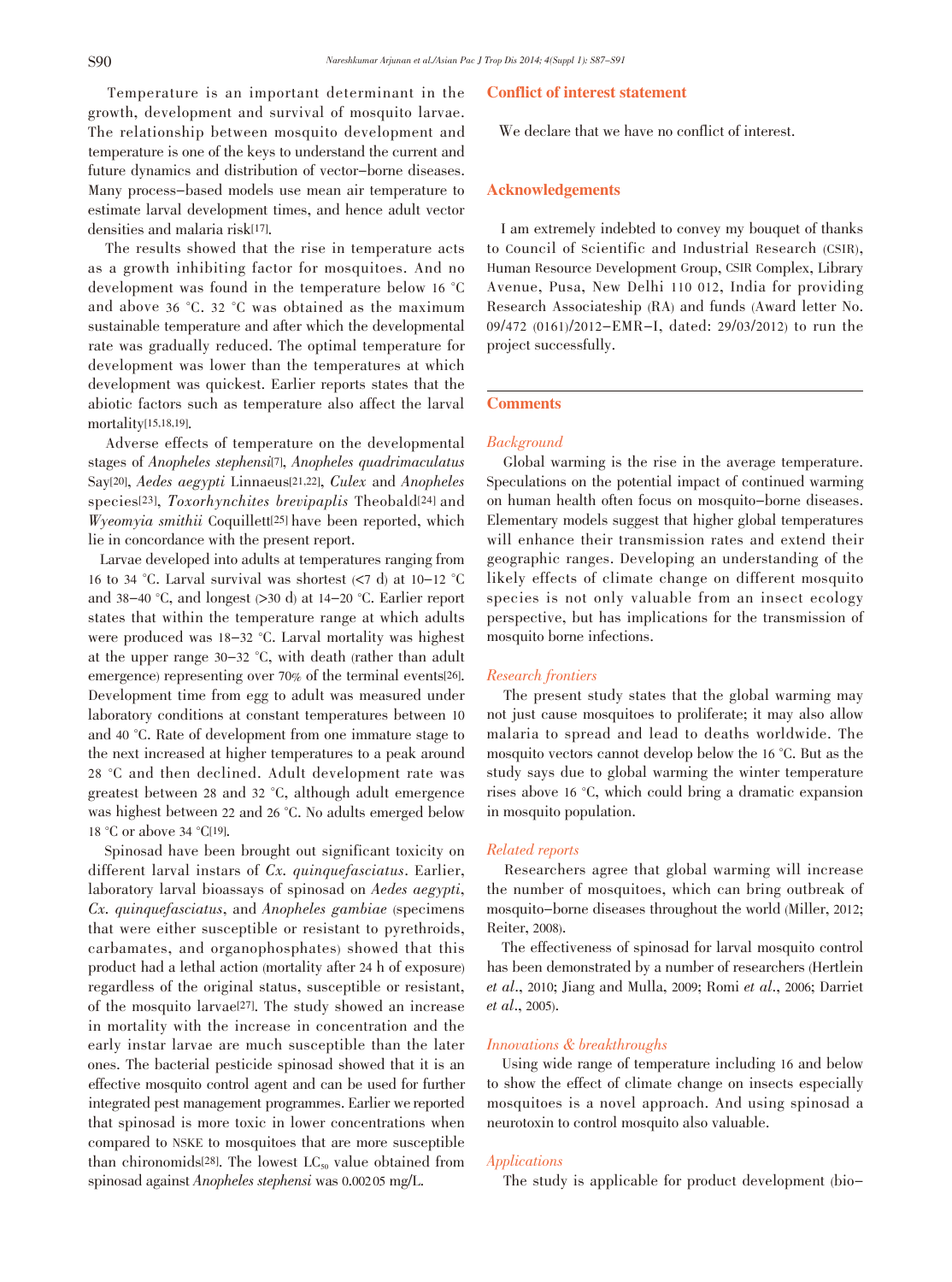Temperature is an important determinant in the growth, development and survival of mosquito larvae. The relationship between mosquito development and temperature is one of the keys to understand the current and future dynamics and distribution of vector-borne diseases. Many process-based models use mean air temperature to estimate larval development times, and hence adult vector densities and malaria risk[17].

The results showed that the rise in temperature acts as a growth inhibiting factor for mosquitoes. And no development was found in the temperature below 16 °C and above 36 °C. 32 °C was obtained as the maximum sustainable temperature and after which the developmental rate was gradually reduced. The optimal temperature for development was lower than the temperatures at which development was quickest. Earlier reports states that the abiotic factors such as temperature also affect the larval mortality[15,18,19].

Adverse effects of temperature on the developmental stages of *Anopheles stephensi*[7], *Anopheles quadrimaculatus* Say[20], *Aedes aegypti* Linnaeus[21,22], *Culex* and *Anopheles* species[23], *Toxorhynchites brevipaplis* Theobald[24] and *Wyeomyia smithii* Coquillett[25] have been reported, which lie in concordance with the present report.

Larvae developed into adults at temperatures ranging from 16 to 34 °C. Larval survival was shortest (<7 d) at 10–12 °C and 38–40 °C, and longest (>30 d) at 14–20 °C. Earlier report states that within the temperature range at which adults were produced was 18–32 °C. Larval mortality was highest at the upper range 30–32 °C, with death (rather than adult emergence) representing over 70% of the terminal events[26]. Development time from egg to adult was measured under laboratory conditions at constant temperatures between 10 and 40 °C. Rate of development from one immature stage to the next increased at higher temperatures to a peak around 28 °C and then declined. Adult development rate was greatest between 28 and 32 °C, although adult emergence was highest between 22 and 26 °C. No adults emerged below 18 °C or above 34 °C[19].

Spinosad have been brought out significant toxicity on different larval instars of *Cx. quinquefasciatus*. Earlier, laboratory larval bioassays of spinosad on *Aedes aegypti*, *Cx. quinquefasciatus*, and *Anopheles gambiae* (specimens that were either susceptible or resistant to pyrethroids, carbamates, and organophosphates) showed that this product had a lethal action (mortality after 24 h of exposure) regardless of the original status, susceptible or resistant, of the mosquito larvae[27]. The study showed an increase in mortality with the increase in concentration and the early instar larvae are much susceptible than the later ones. The bacterial pesticide spinosad showed that it is an effective mosquito control agent and can be used for further integrated pest management programmes. Earlier we reported that spinosad is more toxic in lower concentrations when compared to NSKE to mosquitoes that are more susceptible than chironomids[28]. The lowest $LC_{50}$ value obtained from spinosad against *Anopheles stephensi* was 0.002 05 mg/L.

## Conflict of interest statement

We declare that we have no conflict of interest.

## Acknowledgements

I am extremely indebted to convey my bouquet of thanks to Council of Scientific and Industrial Research (CSIR), Human Resource Development Group, CSIR Complex, Library Avenue, Pusa, New Delhi 110 012, India for providing Research Associateship (RA) and funds (Award letter No. 09/472 (0161)/2012-EMR-I, dated: 29/03/2012) to run the project successfully.

## Comments

### *Background*

Global warming is the rise in the average temperature. Speculations on the potential impact of continued warming on human health often focus on mosquito-borne diseases. Elementary models suggest that higher global temperatures will enhance their transmission rates and extend their geographic ranges. Developing an understanding of the likely effects of climate change on different mosquito species is not only valuable from an insect ecology perspective, but has implications for the transmission of mosquito borne infections.

### *Research frontiers*

The present study states that the global warming may not just cause mosquitoes to proliferate; it may also allow malaria to spread and lead to deaths worldwide. The mosquito vectors cannot develop below the 16 °C. But as the study says due to global warming the winter temperature rises above 16 °C, which could bring a dramatic expansion in mosquito population.

### *Related reports*

Researchers agree that global warming will increase the number of mosquitoes, which can bring outbreak of mosquito-borne diseases throughout the world (Miller, 2012; Reiter, 2008).

The effectiveness of spinosad for larval mosquito control has been demonstrated by a number of researchers (Hertlein *et al*., 2010; Jiang and Mulla, 2009; Romi *et al*., 2006; Darriet *et al*., 2005).

### *Innovations & breakthroughs*

Using wide range of temperature including 16 and below to show the effect of climate change on insects especially mosquitoes is a novel approach. And using spinosad a neurotoxin to control mosquito also valuable.

### *Applications*

The study is applicable for product development (bio-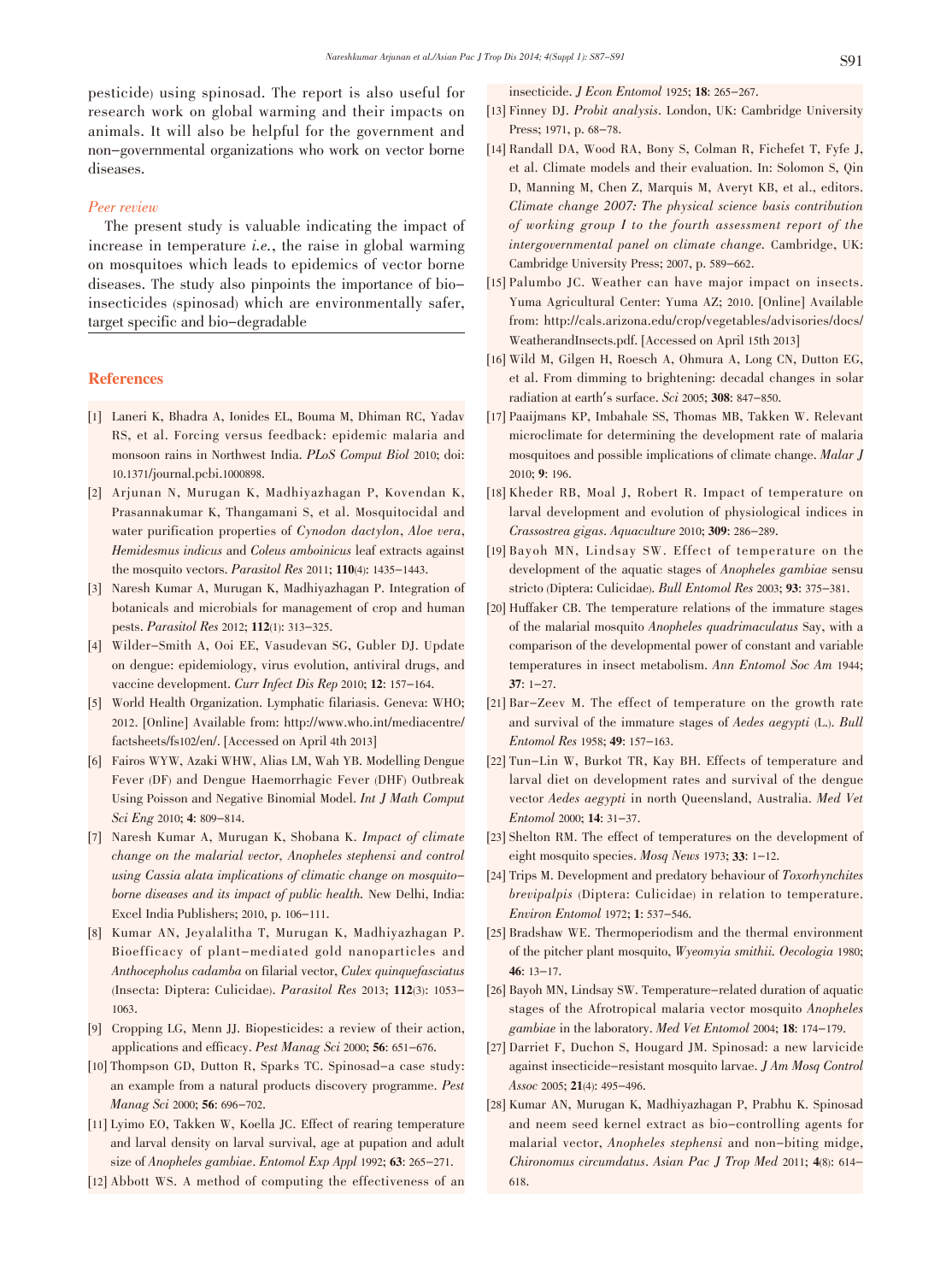pesticide) using spinosad. The report is also useful for research work on global warming and their impacts on animals. It will also be helpful for the government and non-governmental organizations who work on vector borne diseases.

### *Peer review*

The present study is valuable indicating the impact of increase in temperature *i.e.*, the raise in global warming on mosquitoes which leads to epidemics of vector borne diseases. The study also pinpoints the importance of bio-insecticides (spinosad) which are environmentally safer, target specific and bio-degradable

## References

[1] Laneri K, Bhadra A, Ionides EL, Bouma M, Dhiman RC, Yadav RS, et al. Forcing versus feedback: epidemic malaria and monsoon rains in Northwest India. *PLoS Comput Biol* 2010; doi: 10.1371/journal.pcbi.1000898.

[2] Arjunan N, Murugan K, Madhiyazhagan P, Kovendan K, Prasannakumar K, Thangamani S, et al. Mosquitocidal and water purification properties of *Cynodon dactylon*, *Aloe vera*, *Hemidesmus indicus* and *Coleus amboinicus* leaf extracts against the mosquito vectors. *Parasitol Res* 2011; **110**(4): 1435-1443.

[3] Naresh Kumar A, Murugan K, Madhiyazhagan P. Integration of botanicals and microbials for management of crop and human pests. *Parasitol Res* 2012; **112**(1): 313-325.

[4] Wilder-Smith A, Ooi EE, Vasudevan SG, Gubler DJ. Update on dengue: epidemiology, virus evolution, antiviral drugs, and vaccine development. *Curr Infect Dis Rep* 2010; **12**: 157-164.

[5] World Health Organization. Lymphatic filariasis. Geneva: WHO; 2012. [Online] Available from: http://www.who.int/mediacentre/factsheets/fs102/en/. [Accessed on April 4th 2013]

[6] Fairos WYW, Azaki WHW, Alias LM, Wah YB. Modelling Dengue Fever (DF) and Dengue Haemorrhagic Fever (DHF) Outbreak Using Poisson and Negative Binomial Model. *Int J Math Comput Sci Eng* 2010; **4**: 809-814.

[7] Naresh Kumar A, Murugan K, Shobana K. *Impact of climate change on the malarial vector, Anopheles stephensi and control using Cassia alata implications of climatic change on mosquito-borne diseases and its impact of public health.* New Delhi, India: Excel India Publishers; 2010, p. 106-111.

[8] Kumar AN, Jeyalalitha T, Murugan K, Madhiyazhagan P. Bioefficacy of plant-mediated gold nanoparticles and *Anthocepholus cadamba* on filarial vector, *Culex quinquefasciatus* (Insecta: Diptera: Culicidae). *Parasitol Res* 2013; **112**(3): 1053-1063.

[9] Cropping LG, Menn JJ. Biopesticides: a review of their action, applications and efficacy. *Pest Manag Sci* 2000; **56**: 651-676.

[10] Thompson GD, Dutton R, Sparks TC. Spinosad-a case study: an example from a natural products discovery programme. *Pest Manag Sci* 2000; **56**: 696-702.

[11] Lyimo EO, Takken W, Koella JC. Effect of rearing temperature and larval density on larval survival, age at pupation and adult size of *Anopheles gambiae*. *Entomol Exp Appl* 1992; **63**: 265-271.

[12] Abbott WS. A method of computing the effectiveness of an insecticide. *J Econ Entomol* 1925; **18**: 265-267.

[13] Finney DJ. *Probit analysis*. London, UK: Cambridge University Press; 1971, p. 68-78.

[14] Randall DA, Wood RA, Bony S, Colman R, Fichefet T, Fyfe J, et al. Climate models and their evaluation. In: Solomon S, Qin D, Manning M, Chen Z, Marquis M, Averyt KB, et al., editors. *Climate change 2007: The physical science basis contribution of working group I to the fourth assessment report of the intergovernmental panel on climate change.* Cambridge, UK: Cambridge University Press; 2007, p. 589-662.

[15] Palumbo JC. Weather can have major impact on insects. Yuma Agricultural Center: Yuma AZ; 2010. [Online] Available from: http://cals.arizona.edu/crop/vegetables/advisories/docs/WeatherandInsects.pdf. [Accessed on April 15th 2013]

[16] Wild M, Gilgen H, Roesch A, Ohmura A, Long CN, Dutton EG, et al. From dimming to brightening: decadal changes in solar radiation at earth's surface. *Sci* 2005; **308**: 847-850.

[17] Paaijmans KP, Imbahale SS, Thomas MB, Takken W. Relevant microclimate for determining the development rate of malaria mosquitoes and possible implications of climate change. *Malar J* 2010; **9**: 196.

[18] Kheder RB, Moal J, Robert R. Impact of temperature on larval development and evolution of physiological indices in *Crassostrea gigas*. *Aquaculture* 2010; **309**: 286-289.

[19] Bayoh MN, Lindsay SW. Effect of temperature on the development of the aquatic stages of *Anopheles gambiae* sensu stricto (Diptera: Culicidae). *Bull Entomol Res* 2003; **93**: 375-381.

[20] Huffaker CB. The temperature relations of the immature stages of the malarial mosquito *Anopheles quadrimaculatus* Say, with a comparison of the developmental power of constant and variable temperatures in insect metabolism. *Ann Entomol Soc Am* 1944; **37**: 1-27.

[21] Bar-Zeev M. The effect of temperature on the growth rate and survival of the immature stages of *Aedes aegypti* (L.). *Bull Entomol Res* 1958; **49**: 157-163.

[22] Tun-Lin W, Burkot TR, Kay BH. Effects of temperature and larval diet on development rates and survival of the dengue vector *Aedes aegypti* in north Queensland, Australia. *Med Vet Entomol* 2000; **14**: 31-37.

[23] Shelton RM. The effect of temperatures on the development of eight mosquito species. *Mosq News* 1973; **33**: 1-12.

[24] Trips M. Development and predatory behaviour of *Toxorhynchites brevipalpis* (Diptera: Culicidae) in relation to temperature. *Environ Entomol* 1972; **1**: 537-546.

[25] Bradshaw WE. Thermoperiodism and the thermal environment of the pitcher plant mosquito, *Wyeomyia smithii*. *Oecologia* 1980; **46**: 13-17.

[26] Bayoh MN, Lindsay SW. Temperature-related duration of aquatic stages of the Afrotropical malaria vector mosquito *Anopheles gambiae* in the laboratory. *Med Vet Entomol* 2004; **18**: 174-179.

[27] Darriet F, Duchon S, Hougard JM. Spinosad: a new larvicide against insecticide-resistant mosquito larvae. *J Am Mosq Control Assoc* 2005; **21**(4): 495-496.

[28] Kumar AN, Murugan K, Madhiyazhagan P, Prabhu K. Spinosad and neem seed kernel extract as bio-controlling agents for malarial vector, *Anopheles stephensi* and non-biting midge, *Chironomus circumdatus*. *Asian Pac J Trop Med* 2011; **4**(8): 614-618.